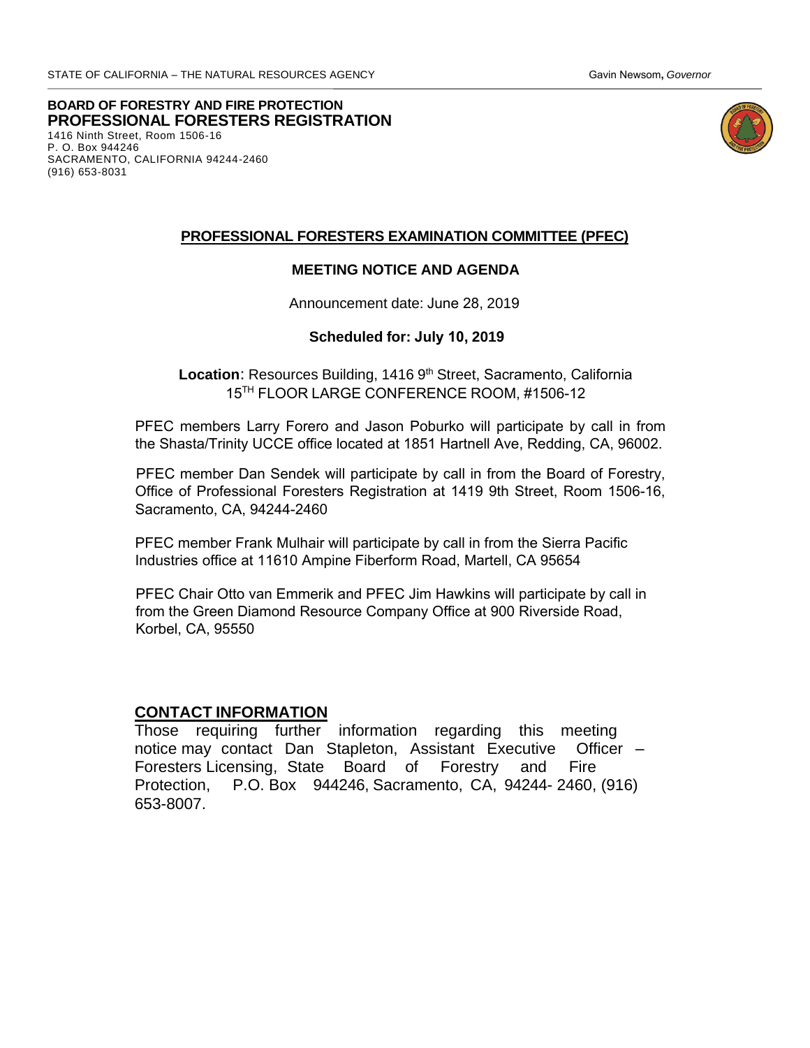STATE OF CALIFORNIA – THE NATURAL RESOURCES AGENCY Gavin Newsom, *Governor*

**BOARD OF FORESTRY AND FIRE PROTECTION**
**PROFESSIONAL FORESTERS REGISTRATION**
1416 Ninth Street, Room 1506-16
P. O. Box 944246
SACRAMENTO, CALIFORNIA 94244-2460
(916) 653-8031

## PROFESSIONAL FORESTERS EXAMINATION COMMITTEE (PFEC)

### MEETING NOTICE AND AGENDA

Announcement date: June 28, 2019

**Scheduled for: July 10, 2019**

**Location**: Resources Building, 1416 9th Street, Sacramento, California
15TH FLOOR LARGE CONFERENCE ROOM, #1506-12

PFEC members Larry Forero and Jason Poburko will participate by call in from the Shasta/Trinity UCCE office located at 1851 Hartnell Ave, Redding, CA, 96002.

PFEC member Dan Sendek will participate by call in from the Board of Forestry, Office of Professional Foresters Registration at 1419 9th Street, Room 1506-16, Sacramento, CA, 94244-2460

PFEC member Frank Mulhair will participate by call in from the Sierra Pacific Industries office at 11610 Ampine Fiberform Road, Martell, CA 95654

PFEC Chair Otto van Emmerik and PFEC Jim Hawkins will participate by call in from the Green Diamond Resource Company Office at 900 Riverside Road, Korbel, CA, 95550

## CONTACT INFORMATION

Those requiring further information regarding this meeting notice may contact Dan Stapleton, Assistant Executive Officer – Foresters Licensing, State Board of Forestry and Fire Protection, P.O. Box 944246, Sacramento, CA, 94244- 2460, (916) 653-8007.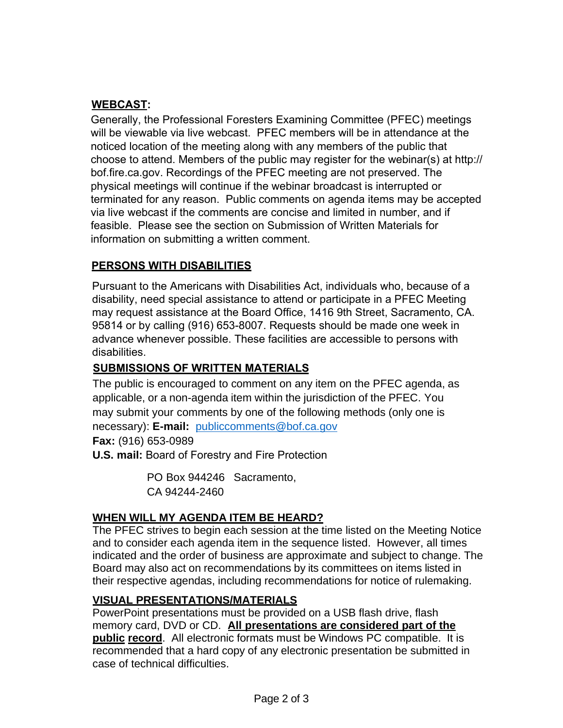## **WEBCAST:**

Generally, the Professional Foresters Examining Committee (PFEC) meetings will be viewable via live webcast. PFEC members will be in attendance at the noticed location of the meeting along with any members of the public that choose to attend. Members of the public may register for the webinar(s) at http://bof.fire.ca.gov. Recordings of the PFEC meeting are not preserved. The physical meetings will continue if the webinar broadcast is interrupted or terminated for any reason. Public comments on agenda items may be accepted via live webcast if the comments are concise and limited in number, and if feasible. Please see the section on Submission of Written Materials for information on submitting a written comment.

## **PERSONS WITH DISABILITIES**

Pursuant to the Americans with Disabilities Act, individuals who, because of a disability, need special assistance to attend or participate in a PFEC Meeting may request assistance at the Board Office, 1416 9th Street, Sacramento, CA. 95814 or by calling (916) 653-8007. Requests should be made one week in advance whenever possible. These facilities are accessible to persons with disabilities.

## **SUBMISSIONS OF WRITTEN MATERIALS**

The public is encouraged to comment on any item on the PFEC agenda, as applicable, or a non-agenda item within the jurisdiction of the PFEC. You may submit your comments by one of the following methods (only one is necessary): **E-mail:** publiccomments@bof.ca.gov

**Fax:** (916) 653-0989

**U.S. mail:** Board of Forestry and Fire Protection

PO Box 944246 Sacramento,
CA 94244-2460

## **WHEN WILL MY AGENDA ITEM BE HEARD?**

The PFEC strives to begin each session at the time listed on the Meeting Notice and to consider each agenda item in the sequence listed. However, all times indicated and the order of business are approximate and subject to change. The Board may also act on recommendations by its committees on items listed in their respective agendas, including recommendations for notice of rulemaking.

## **VISUAL PRESENTATIONS/MATERIALS**

PowerPoint presentations must be provided on a USB flash drive, flash memory card, DVD or CD. **All presentations are considered part of the public record**. All electronic formats must be Windows PC compatible. It is recommended that a hard copy of any electronic presentation be submitted in case of technical difficulties.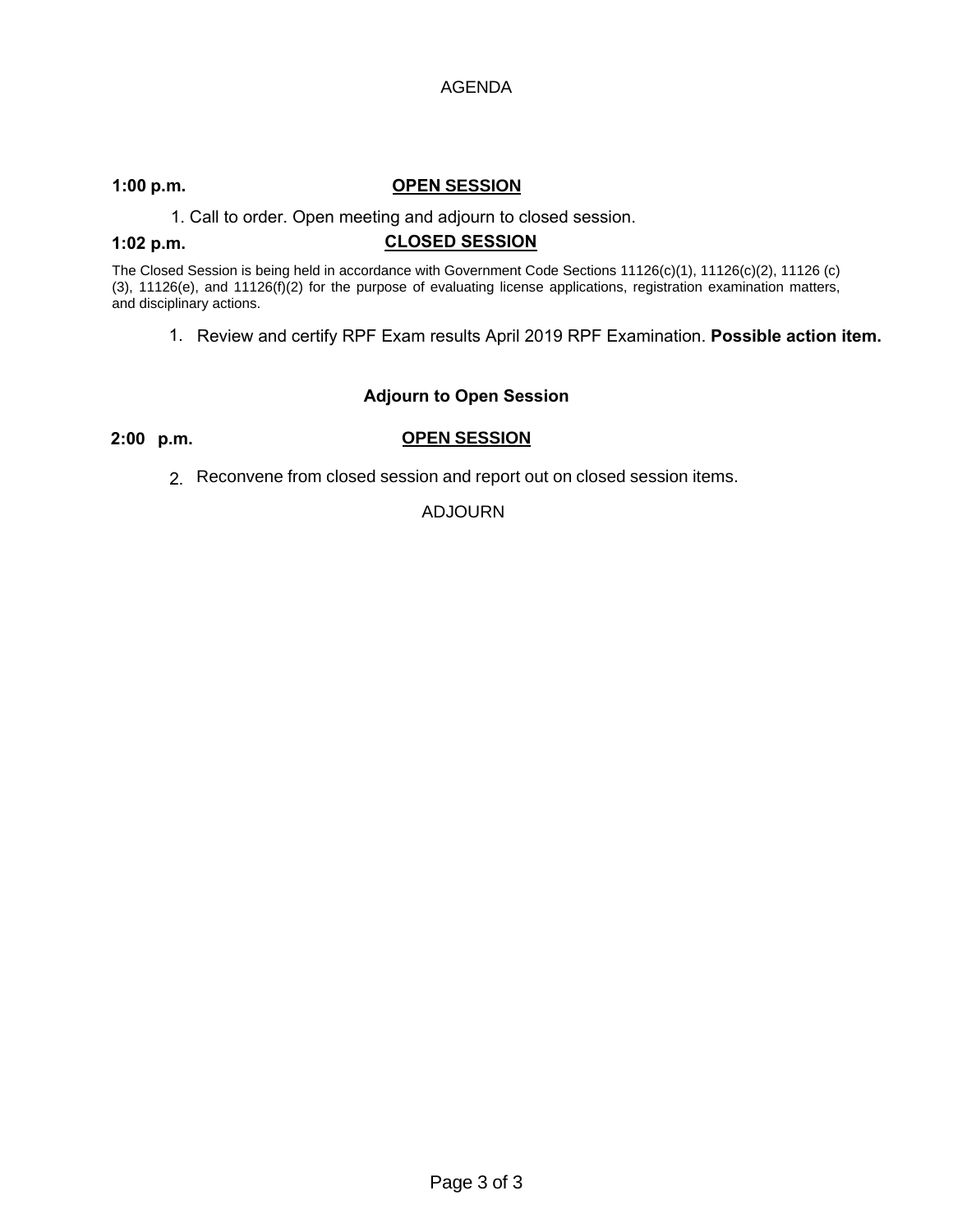AGENDA

**1:00 p.m.** **OPEN SESSION**

1. Call to order. Open meeting and adjourn to closed session.

**1:02 p.m.** **CLOSED SESSION**

The Closed Session is being held in accordance with Government Code Sections 11126(c)(1), 11126(c)(2), 11126 (c)(3), 11126(e), and 11126(f)(2) for the purpose of evaluating license applications, registration examination matters, and disciplinary actions.

1. Review and certify RPF Exam results April 2019 RPF Examination. **Possible action item.**

**Adjourn to Open Session**

**2:00 p.m.** **OPEN SESSION**

2. Reconvene from closed session and report out on closed session items.

ADJOURN